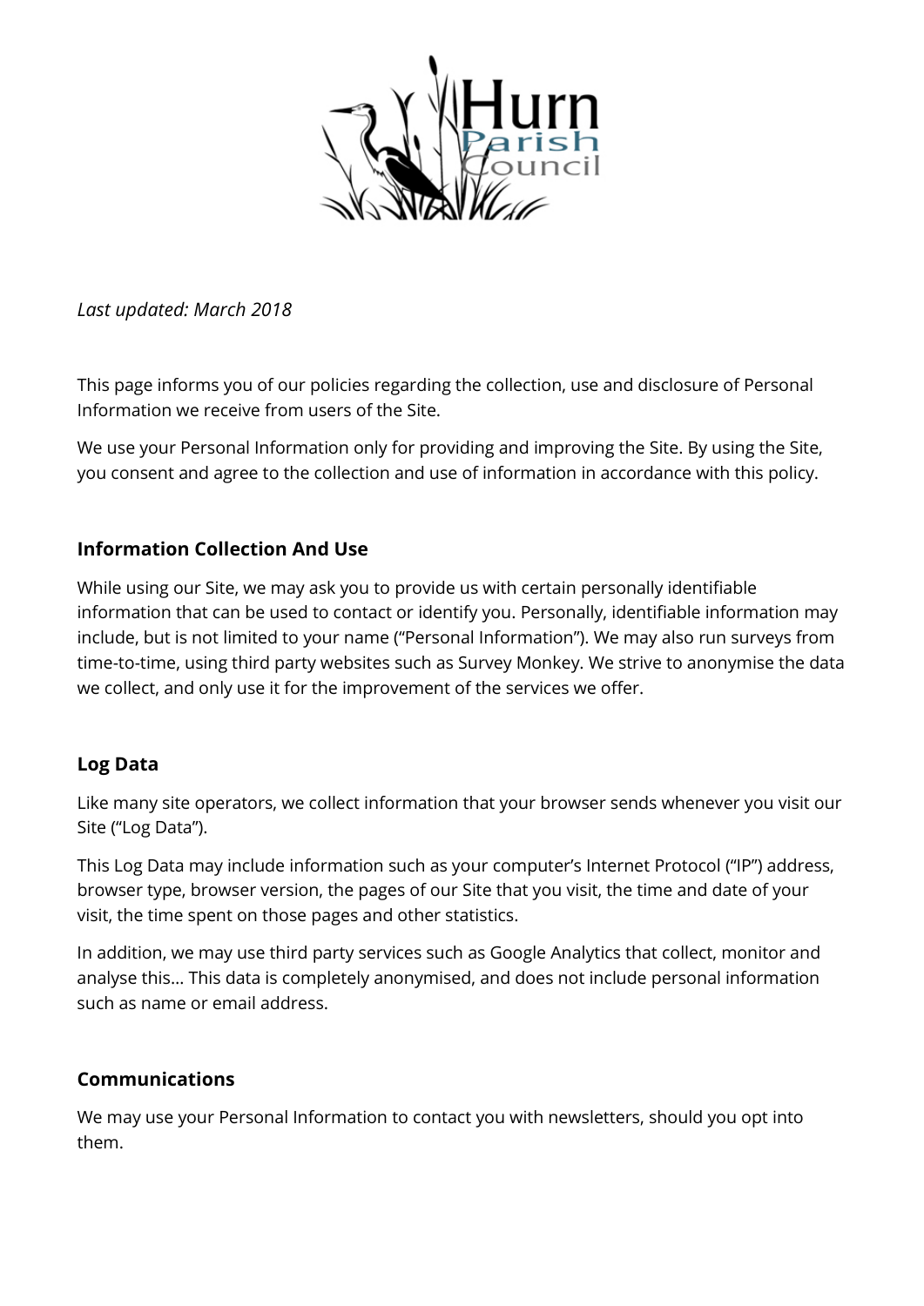*Last updated: March 2018*

This page informs you of our policies regarding the collection, use and disclosure of Personal Information we receive from users of the Site.

We use your Personal Information only for providing and improving the Site. By using the Site, you consent and agree to the collection and use of information in accordance with this policy.

### Information Collection And Use

While using our Site, we may ask you to provide us with certain personally identifiable information that can be used to contact or identify you. Personally, identifiable information may include, but is not limited to your name ("Personal Information"). We may also run surveys from time-to-time, using third party websites such as Survey Monkey. We strive to anonymise the data we collect, and only use it for the improvement of the services we offer.

### Log Data

Like many site operators, we collect information that your browser sends whenever you visit our Site ("Log Data").

This Log Data may include information such as your computer's Internet Protocol ("IP") address, browser type, browser version, the pages of our Site that you visit, the time and date of your visit, the time spent on those pages and other statistics.

In addition, we may use third party services such as Google Analytics that collect, monitor and analyse this… This data is completely anonymised, and does not include personal information such as name or email address.

### Communications

We may use your Personal Information to contact you with newsletters, should you opt into them.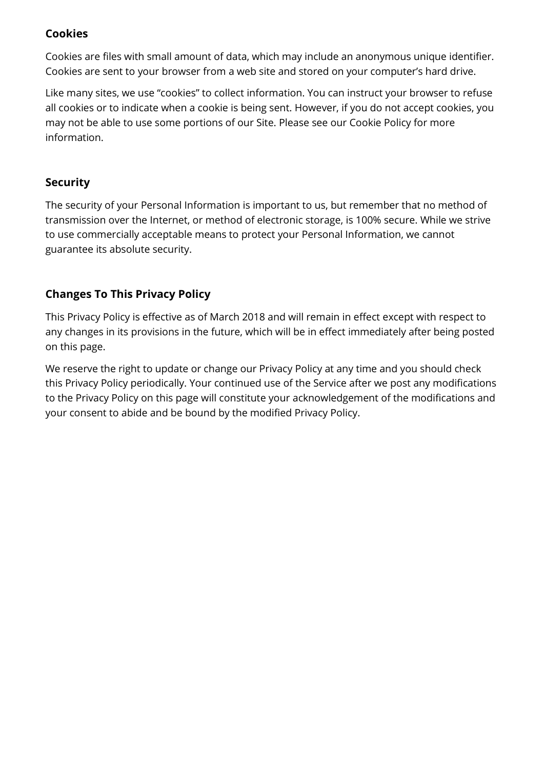### Cookies

Cookies are files with small amount of data, which may include an anonymous unique identifier. Cookies are sent to your browser from a web site and stored on your computer's hard drive.

Like many sites, we use "cookies" to collect information. You can instruct your browser to refuse all cookies or to indicate when a cookie is being sent. However, if you do not accept cookies, you may not be able to use some portions of our Site. Please see our Cookie Policy for more information.

### Security

The security of your Personal Information is important to us, but remember that no method of transmission over the Internet, or method of electronic storage, is 100% secure. While we strive to use commercially acceptable means to protect your Personal Information, we cannot guarantee its absolute security.

### Changes To This Privacy Policy

This Privacy Policy is effective as of March 2018 and will remain in effect except with respect to any changes in its provisions in the future, which will be in effect immediately after being posted on this page.

We reserve the right to update or change our Privacy Policy at any time and you should check this Privacy Policy periodically. Your continued use of the Service after we post any modifications to the Privacy Policy on this page will constitute your acknowledgement of the modifications and your consent to abide and be bound by the modified Privacy Policy.